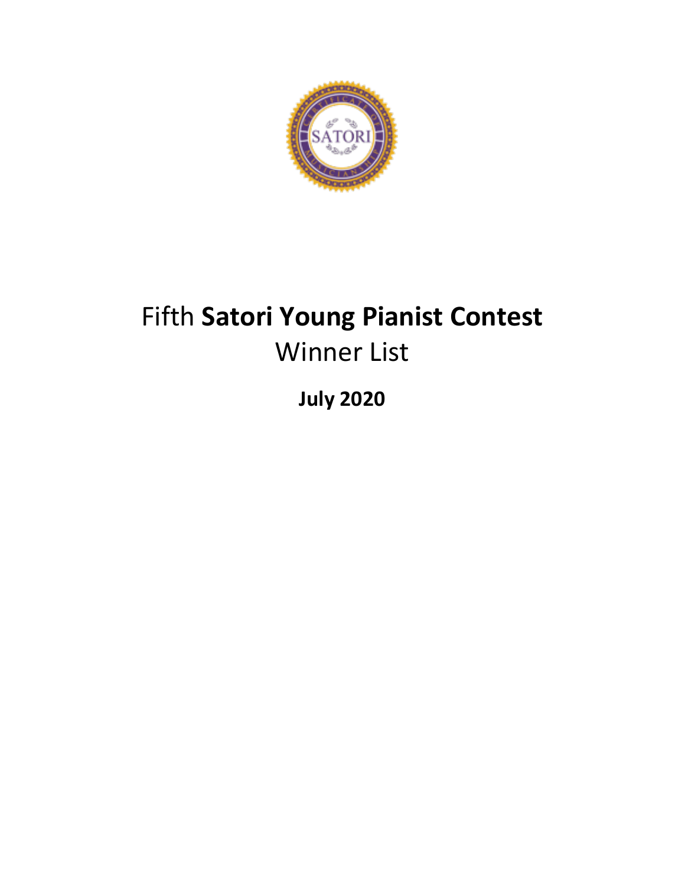# Fifth **Satori Young Pianist Contest**
## Winner List

**July 2020**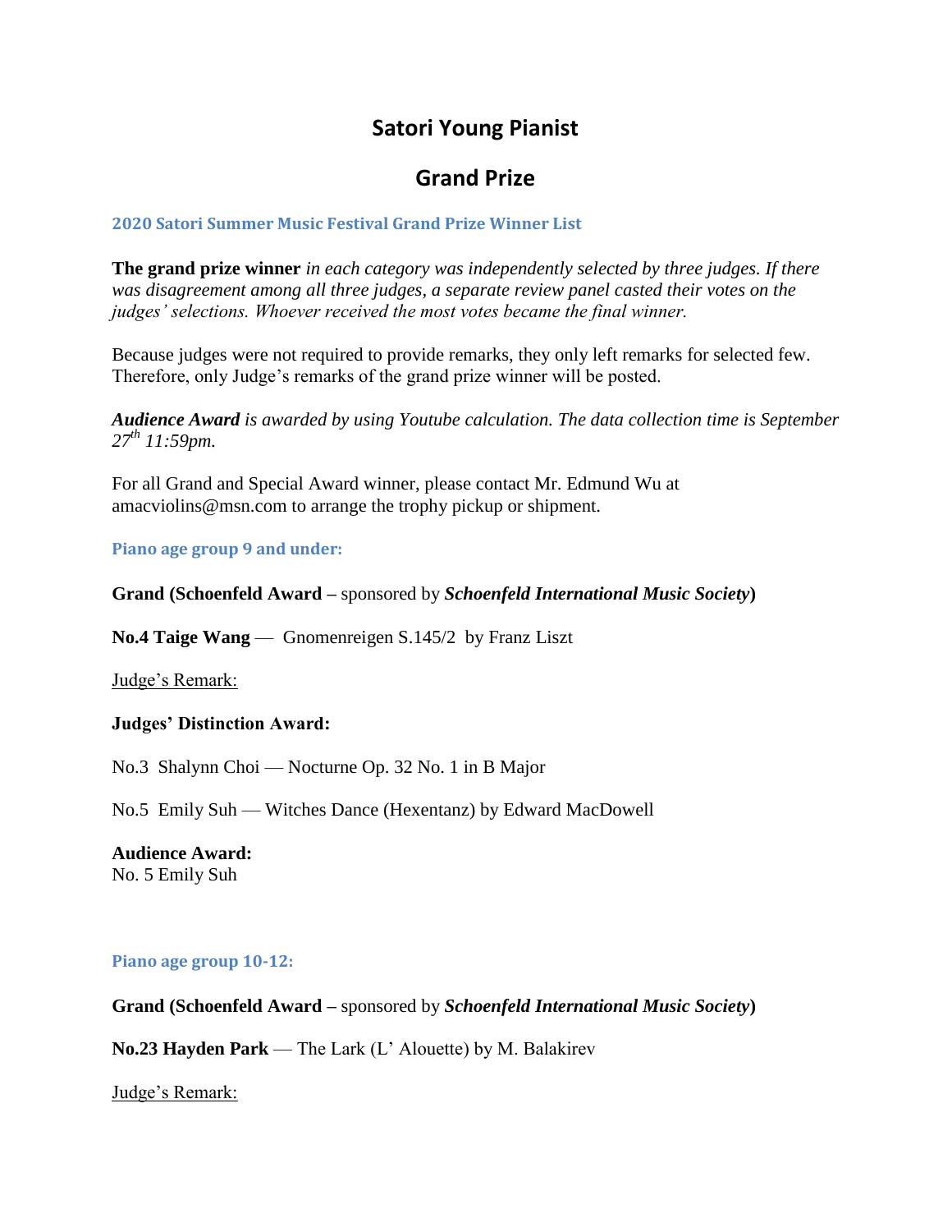# Satori Young Pianist

## Grand Prize

### 2020 Satori Summer Music Festival Grand Prize Winner List

**The grand prize winner** *in each category was independently selected by three judges. If there was disagreement among all three judges, a separate review panel casted their votes on the judges' selections. Whoever received the most votes became the final winner.*

Because judges were not required to provide remarks, they only left remarks for selected few. Therefore, only Judge's remarks of the grand prize winner will be posted.

***Audience Award*** *is awarded by using Youtube calculation. The data collection time is September 27th 11:59pm.*

For all Grand and Special Award winner, please contact Mr. Edmund Wu at amacviolins@msn.com to arrange the trophy pickup or shipment.

### Piano age group 9 and under:

**Grand (Schoenfeld Award –** sponsored by ***Schoenfeld International Music Society*)**

**No.4 Taige Wang** — Gnomenreigen S.145/2 by Franz Liszt

Judge's Remark:

**Judges' Distinction Award:**

No.3 Shalynn Choi — Nocturne Op. 32 No. 1 in B Major

No.5 Emily Suh — Witches Dance (Hexentanz) by Edward MacDowell

**Audience Award:**
No. 5 Emily Suh

### Piano age group 10-12:

**Grand (Schoenfeld Award –** sponsored by ***Schoenfeld International Music Society*)**

**No.23 Hayden Park** — The Lark (L' Alouette) by M. Balakirev

Judge's Remark: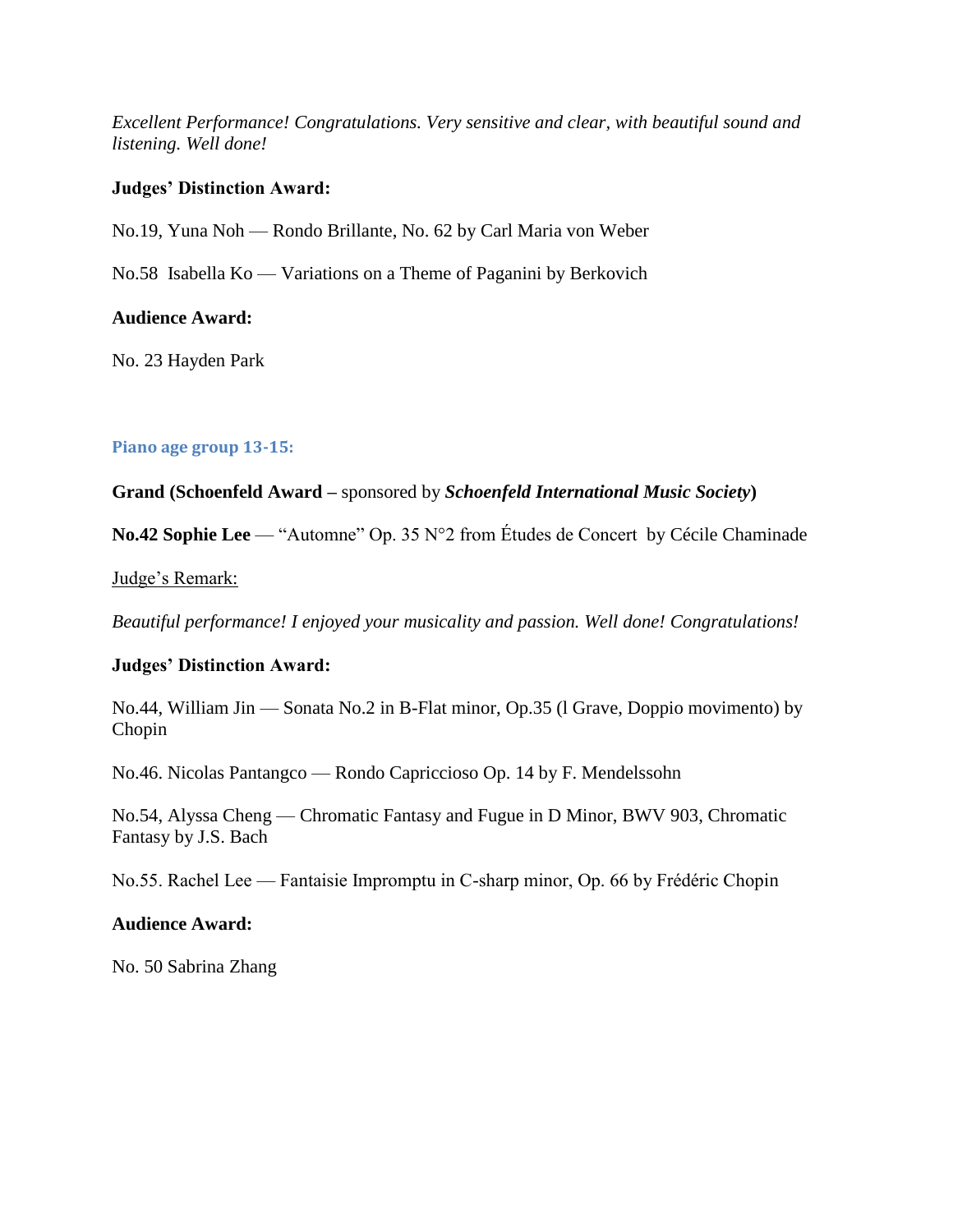*Excellent Performance! Congratulations. Very sensitive and clear, with beautiful sound and listening. Well done!*

**Judges' Distinction Award:**

No.19, Yuna Noh — Rondo Brillante, No. 62 by Carl Maria von Weber

No.58  Isabella Ko — Variations on a Theme of Paganini by Berkovich

**Audience Award:**

No. 23 Hayden Park

### Piano age group 13-15:

**Grand (Schoenfeld Award –** sponsored by ***Schoenfeld International Music Society*****)**

**No.42 Sophie Lee** — "Automne" Op. 35 N°2 from Études de Concert  by Cécile Chaminade

Judge's Remark:

*Beautiful performance! I enjoyed your musicality and passion. Well done! Congratulations!*

**Judges' Distinction Award:**

No.44, William Jin — Sonata No.2 in B-Flat minor, Op.35 (l Grave, Doppio movimento) by Chopin

No.46. Nicolas Pantangco — Rondo Capriccioso Op. 14 by F. Mendelssohn

No.54, Alyssa Cheng — Chromatic Fantasy and Fugue in D Minor, BWV 903, Chromatic Fantasy by J.S. Bach

No.55. Rachel Lee — Fantaisie Impromptu in C-sharp minor, Op. 66 by Frédéric Chopin

**Audience Award:**

No. 50 Sabrina Zhang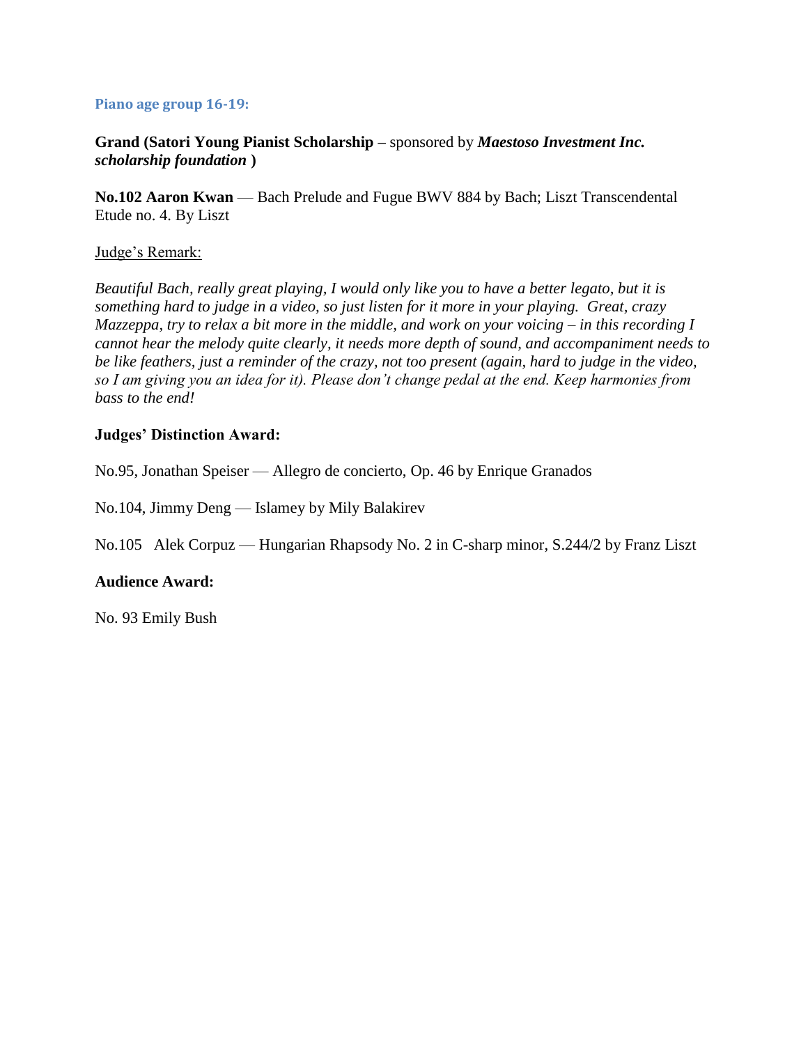### Piano age group 16-19:

**Grand (Satori Young Pianist Scholarship –** sponsored by ***Maestoso Investment Inc. scholarship foundation*** **)**

**No.102 Aaron Kwan** — Bach Prelude and Fugue BWV 884 by Bach; Liszt Transcendental Etude no. 4. By Liszt

Judge's Remark:

*Beautiful Bach, really great playing, I would only like you to have a better legato, but it is something hard to judge in a video, so just listen for it more in your playing. Great, crazy Mazzeppa, try to relax a bit more in the middle, and work on your voicing – in this recording I cannot hear the melody quite clearly, it needs more depth of sound, and accompaniment needs to be like feathers, just a reminder of the crazy, not too present (again, hard to judge in the video, so I am giving you an idea for it). Please don't change pedal at the end. Keep harmonies from bass to the end!*

**Judges' Distinction Award:**

No.95, Jonathan Speiser — Allegro de concierto, Op. 46 by Enrique Granados

No.104, Jimmy Deng — Islamey by Mily Balakirev

No.105 Alek Corpuz — Hungarian Rhapsody No. 2 in C-sharp minor, S.244/2 by Franz Liszt

**Audience Award:**

No. 93 Emily Bush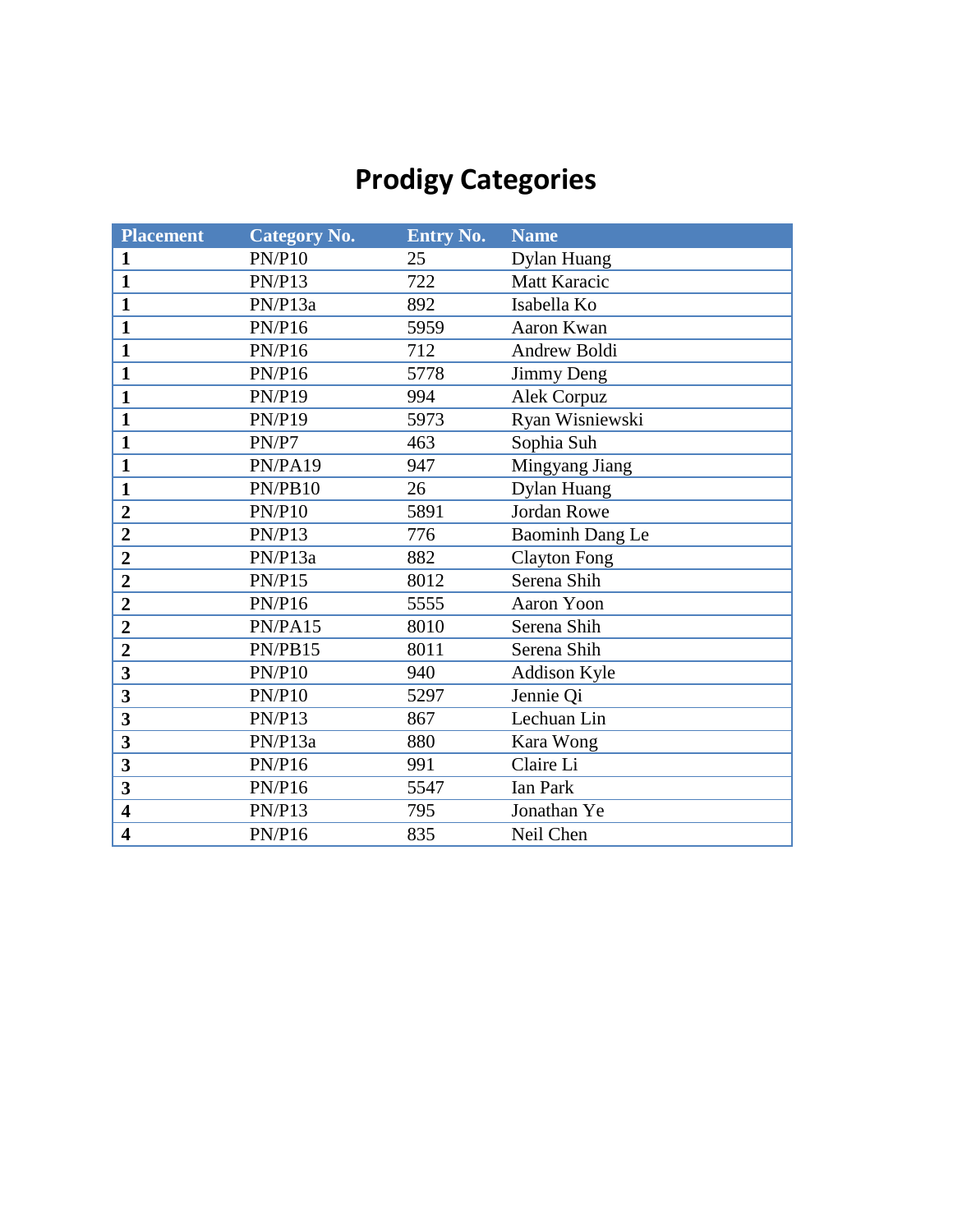# Prodigy Categories

| Placement | Category No. | Entry No. | Name |
|---|---|---|---|
| **1** | PN/P10 | 25 | Dylan Huang |
| **1** | PN/P13 | 722 | Matt Karacic |
| **1** | PN/P13a | 892 | Isabella Ko |
| **1** | PN/P16 | 5959 | Aaron Kwan |
| **1** | PN/P16 | 712 | Andrew Boldi |
| **1** | PN/P16 | 5778 | Jimmy Deng |
| **1** | PN/P19 | 994 | Alek Corpuz |
| **1** | PN/P19 | 5973 | Ryan Wisniewski |
| **1** | PN/P7 | 463 | Sophia Suh |
| **1** | PN/PA19 | 947 | Mingyang Jiang |
| **1** | PN/PB10 | 26 | Dylan Huang |
| **2** | PN/P10 | 5891 | Jordan Rowe |
| **2** | PN/P13 | 776 | Baominh Dang Le |
| **2** | PN/P13a | 882 | Clayton Fong |
| **2** | PN/P15 | 8012 | Serena Shih |
| **2** | PN/P16 | 5555 | Aaron Yoon |
| **2** | PN/PA15 | 8010 | Serena Shih |
| **2** | PN/PB15 | 8011 | Serena Shih |
| **3** | PN/P10 | 940 | Addison Kyle |
| **3** | PN/P10 | 5297 | Jennie Qi |
| **3** | PN/P13 | 867 | Lechuan Lin |
| **3** | PN/P13a | 880 | Kara Wong |
| **3** | PN/P16 | 991 | Claire Li |
| **3** | PN/P16 | 5547 | Ian Park |
| **4** | PN/P13 | 795 | Jonathan Ye |
| **4** | PN/P16 | 835 | Neil Chen |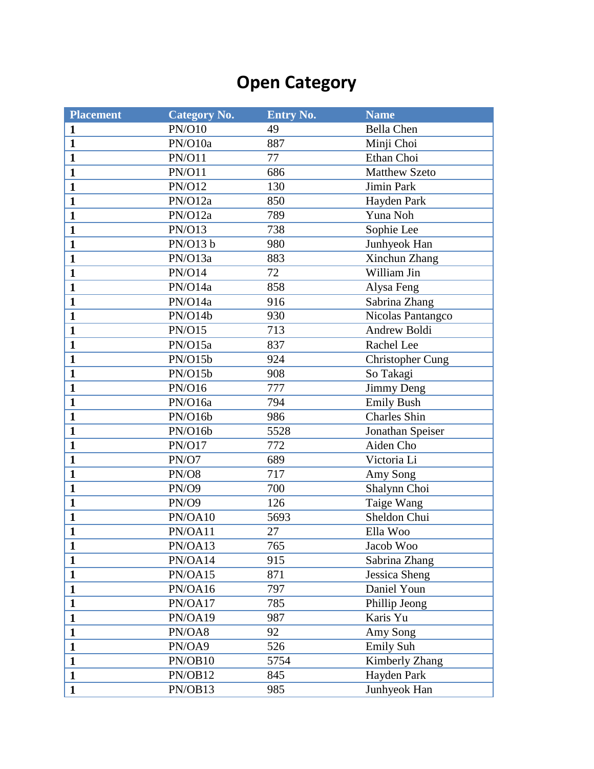# Open Category

| Placement | Category No. | Entry No. | Name |
|---|---|---|---|
| **1** | PN/O10 | 49 | Bella Chen |
| **1** | PN/O10a | 887 | Minji Choi |
| **1** | PN/O11 | 77 | Ethan Choi |
| **1** | PN/O11 | 686 | Matthew Szeto |
| **1** | PN/O12 | 130 | Jimin Park |
| **1** | PN/O12a | 850 | Hayden Park |
| **1** | PN/O12a | 789 | Yuna Noh |
| **1** | PN/O13 | 738 | Sophie Lee |
| **1** | PN/O13 b | 980 | Junhyeok Han |
| **1** | PN/O13a | 883 | Xinchun Zhang |
| **1** | PN/O14 | 72 | William Jin |
| **1** | PN/O14a | 858 | Alysa Feng |
| **1** | PN/O14a | 916 | Sabrina Zhang |
| **1** | PN/O14b | 930 | Nicolas Pantangco |
| **1** | PN/O15 | 713 | Andrew Boldi |
| **1** | PN/O15a | 837 | Rachel Lee |
| **1** | PN/O15b | 924 | Christopher Cung |
| **1** | PN/O15b | 908 | So Takagi |
| **1** | PN/O16 | 777 | Jimmy Deng |
| **1** | PN/O16a | 794 | Emily Bush |
| **1** | PN/O16b | 986 | Charles Shin |
| **1** | PN/O16b | 5528 | Jonathan Speiser |
| **1** | PN/O17 | 772 | Aiden Cho |
| **1** | PN/O7 | 689 | Victoria Li |
| **1** | PN/O8 | 717 | Amy Song |
| **1** | PN/O9 | 700 | Shalynn Choi |
| **1** | PN/O9 | 126 | Taige Wang |
| **1** | PN/OA10 | 5693 | Sheldon Chui |
| **1** | PN/OA11 | 27 | Ella Woo |
| **1** | PN/OA13 | 765 | Jacob Woo |
| **1** | PN/OA14 | 915 | Sabrina Zhang |
| **1** | PN/OA15 | 871 | Jessica Sheng |
| **1** | PN/OA16 | 797 | Daniel Youn |
| **1** | PN/OA17 | 785 | Phillip Jeong |
| **1** | PN/OA19 | 987 | Karis Yu |
| **1** | PN/OA8 | 92 | Amy Song |
| **1** | PN/OA9 | 526 | Emily Suh |
| **1** | PN/OB10 | 5754 | Kimberly Zhang |
| **1** | PN/OB12 | 845 | Hayden Park |
| **1** | PN/OB13 | 985 | Junhyeok Han |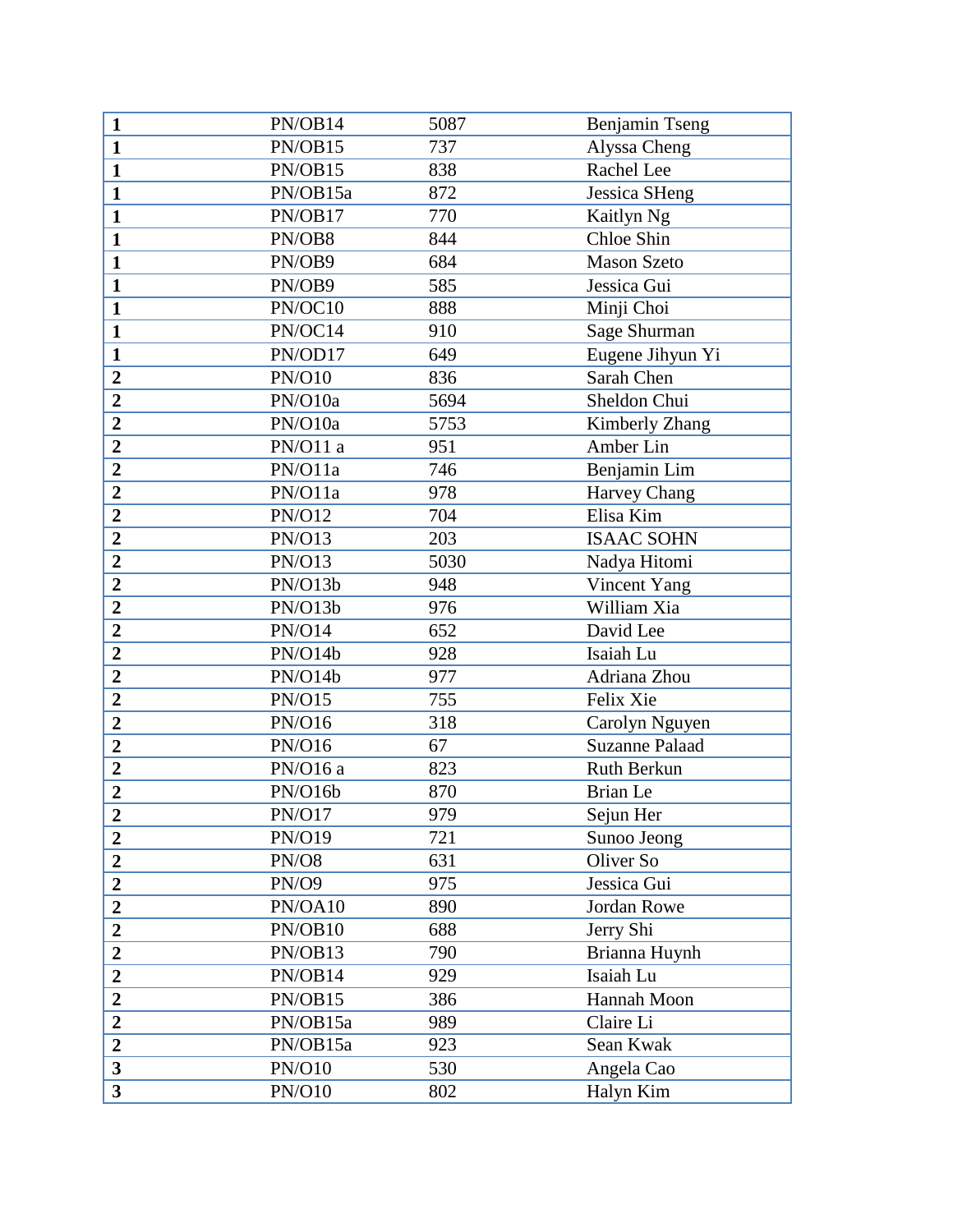| | | | |
|---|---|---|---|
| **1** | PN/OB14 | 5087 | Benjamin Tseng |
| **1** | PN/OB15 | 737 | Alyssa Cheng |
| **1** | PN/OB15 | 838 | Rachel Lee |
| **1** | PN/OB15a | 872 | Jessica SHeng |
| **1** | PN/OB17 | 770 | Kaitlyn Ng |
| **1** | PN/OB8 | 844 | Chloe Shin |
| **1** | PN/OB9 | 684 | Mason Szeto |
| **1** | PN/OB9 | 585 | Jessica Gui |
| **1** | PN/OC10 | 888 | Minji Choi |
| **1** | PN/OC14 | 910 | Sage Shurman |
| **1** | PN/OD17 | 649 | Eugene Jihyun Yi |
| **2** | PN/O10 | 836 | Sarah Chen |
| **2** | PN/O10a | 5694 | Sheldon Chui |
| **2** | PN/O10a | 5753 | Kimberly Zhang |
| **2** | PN/O11 a | 951 | Amber Lin |
| **2** | PN/O11a | 746 | Benjamin Lim |
| **2** | PN/O11a | 978 | Harvey Chang |
| **2** | PN/O12 | 704 | Elisa Kim |
| **2** | PN/O13 | 203 | ISAAC SOHN |
| **2** | PN/O13 | 5030 | Nadya Hitomi |
| **2** | PN/O13b | 948 | Vincent Yang |
| **2** | PN/O13b | 976 | William Xia |
| **2** | PN/O14 | 652 | David Lee |
| **2** | PN/O14b | 928 | Isaiah Lu |
| **2** | PN/O14b | 977 | Adriana Zhou |
| **2** | PN/O15 | 755 | Felix Xie |
| **2** | PN/O16 | 318 | Carolyn Nguyen |
| **2** | PN/O16 | 67 | Suzanne Palaad |
| **2** | PN/O16 a | 823 | Ruth Berkun |
| **2** | PN/O16b | 870 | Brian Le |
| **2** | PN/O17 | 979 | Sejun Her |
| **2** | PN/O19 | 721 | Sunoo Jeong |
| **2** | PN/O8 | 631 | Oliver So |
| **2** | PN/O9 | 975 | Jessica Gui |
| **2** | PN/OA10 | 890 | Jordan Rowe |
| **2** | PN/OB10 | 688 | Jerry Shi |
| **2** | PN/OB13 | 790 | Brianna Huynh |
| **2** | PN/OB14 | 929 | Isaiah Lu |
| **2** | PN/OB15 | 386 | Hannah Moon |
| **2** | PN/OB15a | 989 | Claire Li |
| **2** | PN/OB15a | 923 | Sean Kwak |
| **3** | PN/O10 | 530 | Angela Cao |
| **3** | PN/O10 | 802 | Halyn Kim |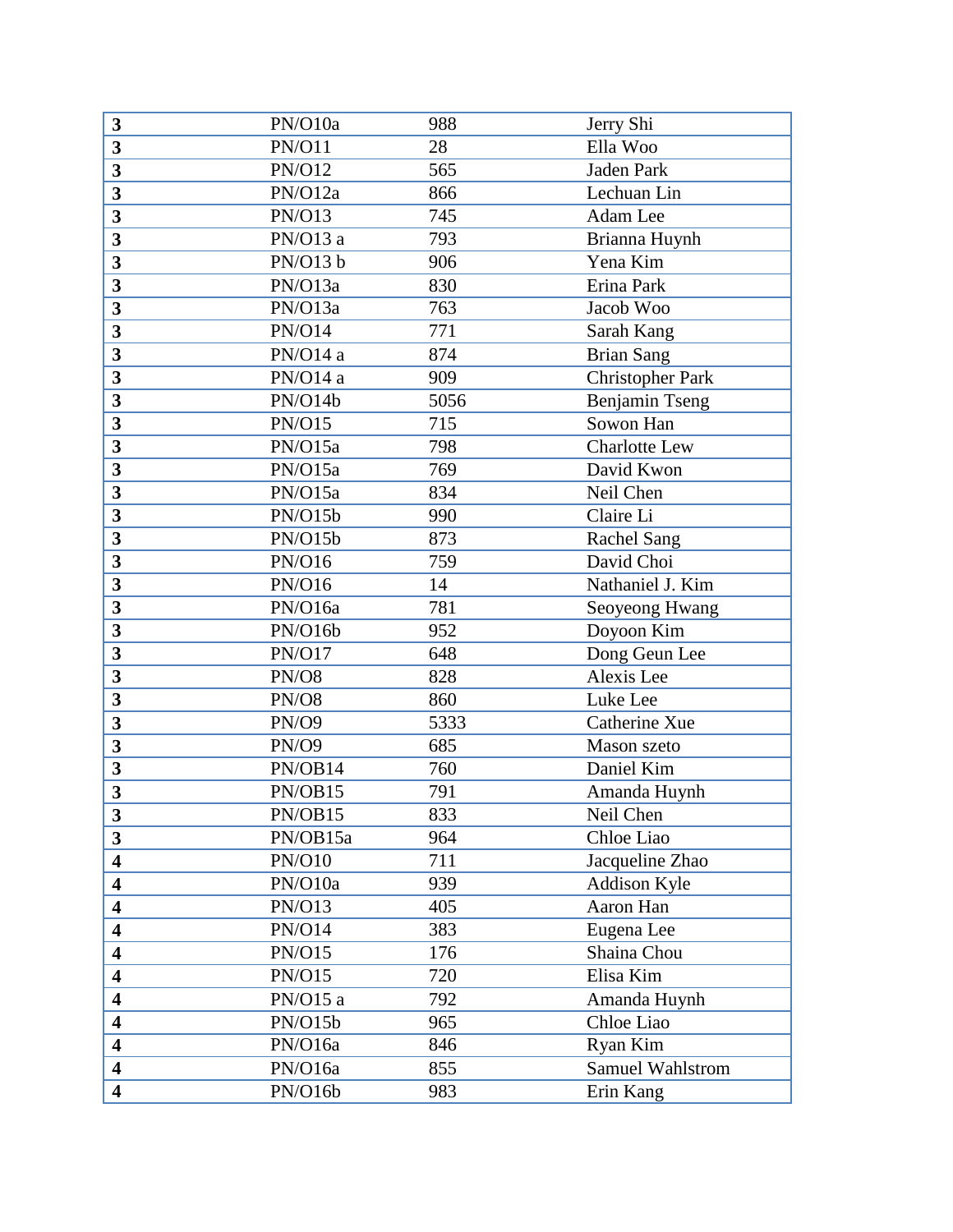| **3** | PN/O10a | 988 | Jerry Shi |
|---|---|---|---|
| **3** | PN/O11 | 28 | Ella Woo |
| **3** | PN/O12 | 565 | Jaden Park |
| **3** | PN/O12a | 866 | Lechuan Lin |
| **3** | PN/O13 | 745 | Adam Lee |
| **3** | PN/O13 a | 793 | Brianna Huynh |
| **3** | PN/O13 b | 906 | Yena Kim |
| **3** | PN/O13a | 830 | Erina Park |
| **3** | PN/O13a | 763 | Jacob Woo |
| **3** | PN/O14 | 771 | Sarah Kang |
| **3** | PN/O14 a | 874 | Brian Sang |
| **3** | PN/O14 a | 909 | Christopher Park |
| **3** | PN/O14b | 5056 | Benjamin Tseng |
| **3** | PN/O15 | 715 | Sowon Han |
| **3** | PN/O15a | 798 | Charlotte Lew |
| **3** | PN/O15a | 769 | David Kwon |
| **3** | PN/O15a | 834 | Neil Chen |
| **3** | PN/O15b | 990 | Claire Li |
| **3** | PN/O15b | 873 | Rachel Sang |
| **3** | PN/O16 | 759 | David Choi |
| **3** | PN/O16 | 14 | Nathaniel J. Kim |
| **3** | PN/O16a | 781 | Seoyeong Hwang |
| **3** | PN/O16b | 952 | Doyoon Kim |
| **3** | PN/O17 | 648 | Dong Geun Lee |
| **3** | PN/O8 | 828 | Alexis Lee |
| **3** | PN/O8 | 860 | Luke Lee |
| **3** | PN/O9 | 5333 | Catherine Xue |
| **3** | PN/O9 | 685 | Mason szeto |
| **3** | PN/OB14 | 760 | Daniel Kim |
| **3** | PN/OB15 | 791 | Amanda Huynh |
| **3** | PN/OB15 | 833 | Neil Chen |
| **3** | PN/OB15a | 964 | Chloe Liao |
| **4** | PN/O10 | 711 | Jacqueline Zhao |
| **4** | PN/O10a | 939 | Addison Kyle |
| **4** | PN/O13 | 405 | Aaron Han |
| **4** | PN/O14 | 383 | Eugena Lee |
| **4** | PN/O15 | 176 | Shaina Chou |
| **4** | PN/O15 | 720 | Elisa Kim |
| **4** | PN/O15 a | 792 | Amanda Huynh |
| **4** | PN/O15b | 965 | Chloe Liao |
| **4** | PN/O16a | 846 | Ryan Kim |
| **4** | PN/O16a | 855 | Samuel Wahlstrom |
| **4** | PN/O16b | 983 | Erin Kang |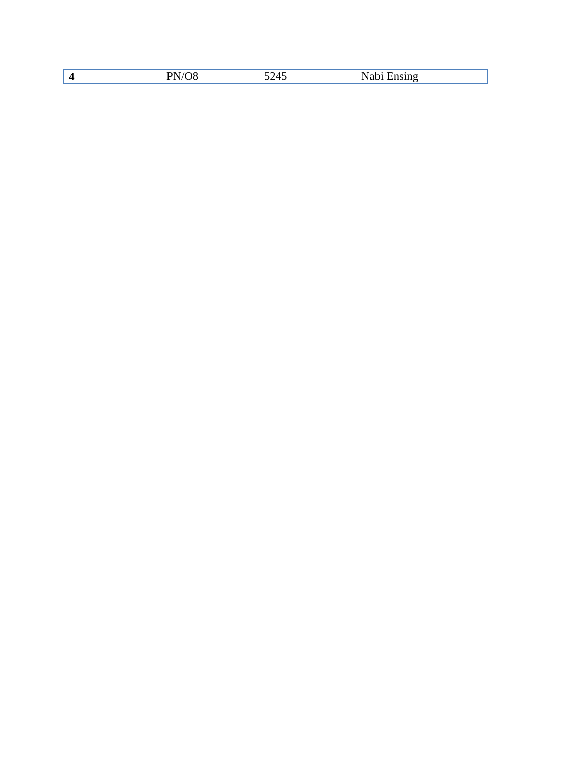| **4** | PN/O8 | 5245 | Nabi Ensing |
|---|---|---|---|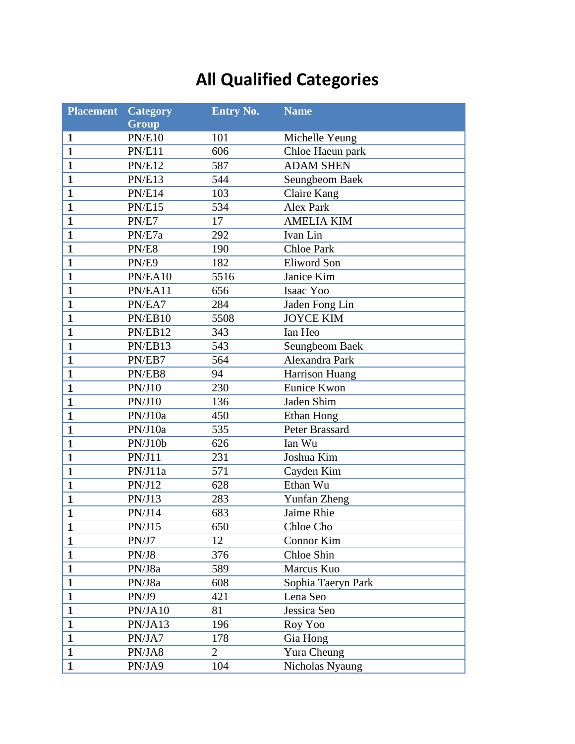# All Qualified Categories

| Placement | Category Group | Entry No. | Name |
|---|---|---|---|
| **1** | PN/E10 | 101 | Michelle Yeung |
| **1** | PN/E11 | 606 | Chloe Haeun park |
| **1** | PN/E12 | 587 | ADAM SHEN |
| **1** | PN/E13 | 544 | Seungbeom Baek |
| **1** | PN/E14 | 103 | Claire Kang |
| **1** | PN/E15 | 534 | Alex Park |
| **1** | PN/E7 | 17 | AMELIA KIM |
| **1** | PN/E7a | 292 | Ivan Lin |
| **1** | PN/E8 | 190 | Chloe Park |
| **1** | PN/E9 | 182 | Eliword Son |
| **1** | PN/EA10 | 5516 | Janice Kim |
| **1** | PN/EA11 | 656 | Isaac Yoo |
| **1** | PN/EA7 | 284 | Jaden Fong Lin |
| **1** | PN/EB10 | 5508 | JOYCE KIM |
| **1** | PN/EB12 | 343 | Ian Heo |
| **1** | PN/EB13 | 543 | Seungbeom Baek |
| **1** | PN/EB7 | 564 | Alexandra Park |
| **1** | PN/EB8 | 94 | Harrison Huang |
| **1** | PN/J10 | 230 | Eunice Kwon |
| **1** | PN/J10 | 136 | Jaden Shim |
| **1** | PN/J10a | 450 | Ethan Hong |
| **1** | PN/J10a | 535 | Peter Brassard |
| **1** | PN/J10b | 626 | Ian Wu |
| **1** | PN/J11 | 231 | Joshua Kim |
| **1** | PN/J11a | 571 | Cayden Kim |
| **1** | PN/J12 | 628 | Ethan Wu |
| **1** | PN/J13 | 283 | Yunfan Zheng |
| **1** | PN/J14 | 683 | Jaime Rhie |
| **1** | PN/J15 | 650 | Chloe Cho |
| **1** | PN/J7 | 12 | Connor Kim |
| **1** | PN/J8 | 376 | Chloe Shin |
| **1** | PN/J8a | 589 | Marcus Kuo |
| **1** | PN/J8a | 608 | Sophia Taeryn Park |
| **1** | PN/J9 | 421 | Lena Seo |
| **1** | PN/JA10 | 81 | Jessica Seo |
| **1** | PN/JA13 | 196 | Roy Yoo |
| **1** | PN/JA7 | 178 | Gia Hong |
| **1** | PN/JA8 | 2 | Yura Cheung |
| **1** | PN/JA9 | 104 | Nicholas Nyaung |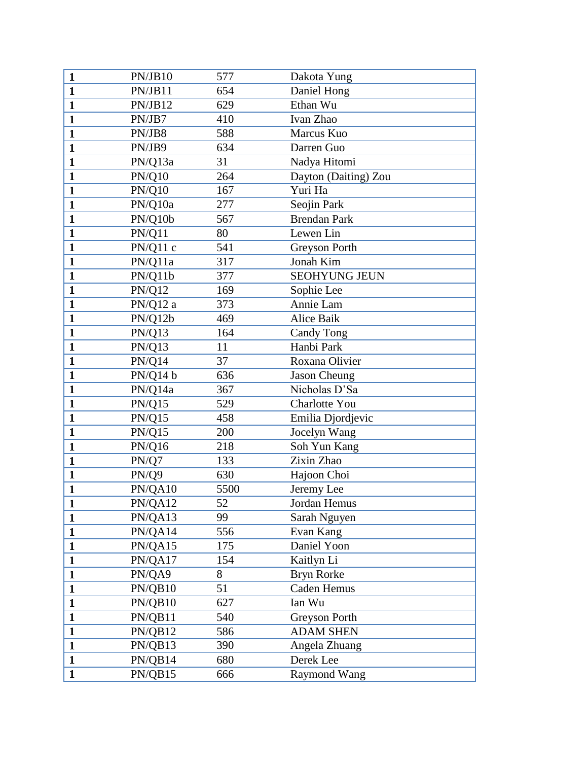| | | | |
|---|---|---|---|
| **1** | PN/JB10 | 577 | Dakota Yung |
| **1** | PN/JB11 | 654 | Daniel Hong |
| **1** | PN/JB12 | 629 | Ethan Wu |
| **1** | PN/JB7 | 410 | Ivan Zhao |
| **1** | PN/JB8 | 588 | Marcus Kuo |
| **1** | PN/JB9 | 634 | Darren Guo |
| **1** | PN/Q13a | 31 | Nadya Hitomi |
| **1** | PN/Q10 | 264 | Dayton (Daiting) Zou |
| **1** | PN/Q10 | 167 | Yuri Ha |
| **1** | PN/Q10a | 277 | Seojin Park |
| **1** | PN/Q10b | 567 | Brendan Park |
| **1** | PN/Q11 | 80 | Lewen Lin |
| **1** | PN/Q11 c | 541 | Greyson Porth |
| **1** | PN/Q11a | 317 | Jonah Kim |
| **1** | PN/Q11b | 377 | SEOHYUNG JEUN |
| **1** | PN/Q12 | 169 | Sophie Lee |
| **1** | PN/Q12 a | 373 | Annie Lam |
| **1** | PN/Q12b | 469 | Alice Baik |
| **1** | PN/Q13 | 164 | Candy Tong |
| **1** | PN/Q13 | 11 | Hanbi Park |
| **1** | PN/Q14 | 37 | Roxana Olivier |
| **1** | PN/Q14 b | 636 | Jason Cheung |
| **1** | PN/Q14a | 367 | Nicholas D'Sa |
| **1** | PN/Q15 | 529 | Charlotte You |
| **1** | PN/Q15 | 458 | Emilia Djordjevic |
| **1** | PN/Q15 | 200 | Jocelyn Wang |
| **1** | PN/Q16 | 218 | Soh Yun Kang |
| **1** | PN/Q7 | 133 | Zixin Zhao |
| **1** | PN/Q9 | 630 | Hajoon Choi |
| **1** | PN/QA10 | 5500 | Jeremy Lee |
| **1** | PN/QA12 | 52 | Jordan Hemus |
| **1** | PN/QA13 | 99 | Sarah Nguyen |
| **1** | PN/QA14 | 556 | Evan Kang |
| **1** | PN/QA15 | 175 | Daniel Yoon |
| **1** | PN/QA17 | 154 | Kaitlyn Li |
| **1** | PN/QA9 | 8 | Bryn Rorke |
| **1** | PN/QB10 | 51 | Caden Hemus |
| **1** | PN/QB10 | 627 | Ian Wu |
| **1** | PN/QB11 | 540 | Greyson Porth |
| **1** | PN/QB12 | 586 | ADAM SHEN |
| **1** | PN/QB13 | 390 | Angela Zhuang |
| **1** | PN/QB14 | 680 | Derek Lee |
| **1** | PN/QB15 | 666 | Raymond Wang |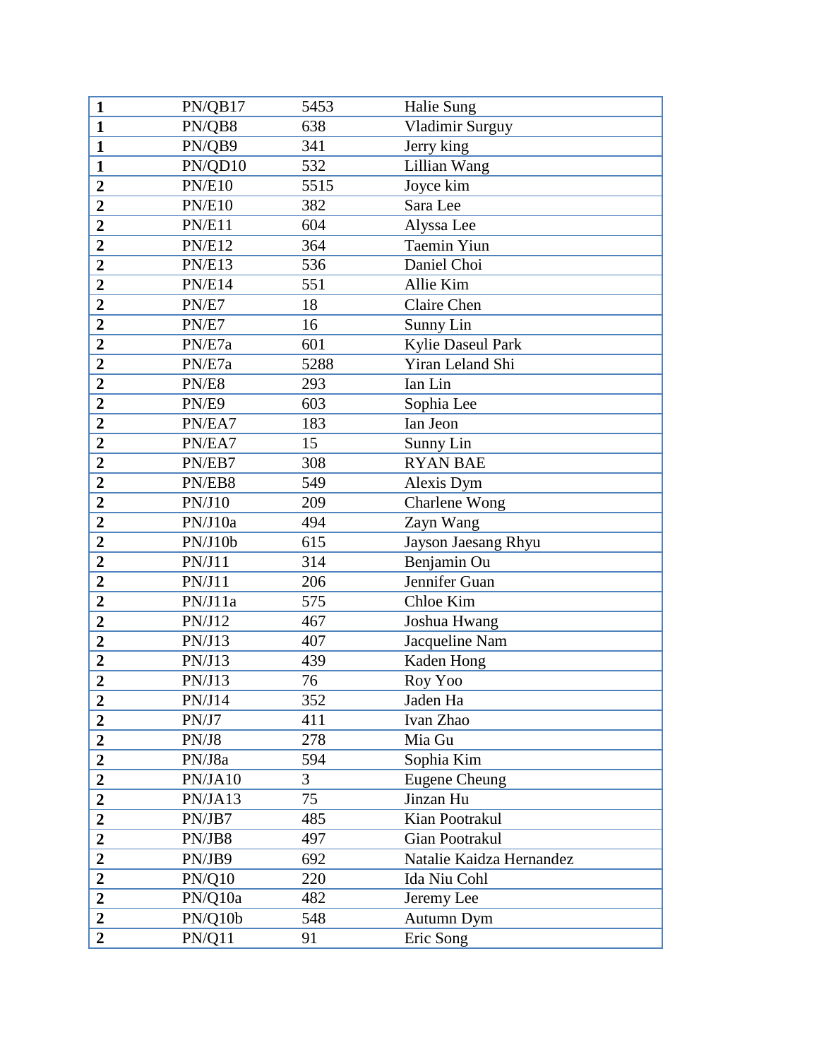| **1** | PN/QB17 | 5453 | Halie Sung |
|---|---|---|---|
| **1** | PN/QB8 | 638 | Vladimir Surguy |
| **1** | PN/QB9 | 341 | Jerry king |
| **1** | PN/QD10 | 532 | Lillian Wang |
| **2** | PN/E10 | 5515 | Joyce kim |
| **2** | PN/E10 | 382 | Sara Lee |
| **2** | PN/E11 | 604 | Alyssa Lee |
| **2** | PN/E12 | 364 | Taemin Yiun |
| **2** | PN/E13 | 536 | Daniel Choi |
| **2** | PN/E14 | 551 | Allie Kim |
| **2** | PN/E7 | 18 | Claire Chen |
| **2** | PN/E7 | 16 | Sunny Lin |
| **2** | PN/E7a | 601 | Kylie Daseul Park |
| **2** | PN/E7a | 5288 | Yiran Leland Shi |
| **2** | PN/E8 | 293 | Ian Lin |
| **2** | PN/E9 | 603 | Sophia Lee |
| **2** | PN/EA7 | 183 | Ian Jeon |
| **2** | PN/EA7 | 15 | Sunny Lin |
| **2** | PN/EB7 | 308 | RYAN BAE |
| **2** | PN/EB8 | 549 | Alexis Dym |
| **2** | PN/J10 | 209 | Charlene Wong |
| **2** | PN/J10a | 494 | Zayn Wang |
| **2** | PN/J10b | 615 | Jayson Jaesang Rhyu |
| **2** | PN/J11 | 314 | Benjamin Ou |
| **2** | PN/J11 | 206 | Jennifer Guan |
| **2** | PN/J11a | 575 | Chloe Kim |
| **2** | PN/J12 | 467 | Joshua Hwang |
| **2** | PN/J13 | 407 | Jacqueline Nam |
| **2** | PN/J13 | 439 | Kaden Hong |
| **2** | PN/J13 | 76 | Roy Yoo |
| **2** | PN/J14 | 352 | Jaden Ha |
| **2** | PN/J7 | 411 | Ivan Zhao |
| **2** | PN/J8 | 278 | Mia Gu |
| **2** | PN/J8a | 594 | Sophia Kim |
| **2** | PN/JA10 | 3 | Eugene Cheung |
| **2** | PN/JA13 | 75 | Jinzan Hu |
| **2** | PN/JB7 | 485 | Kian Pootrakul |
| **2** | PN/JB8 | 497 | Gian Pootrakul |
| **2** | PN/JB9 | 692 | Natalie Kaidza Hernandez |
| **2** | PN/Q10 | 220 | Ida Niu Cohl |
| **2** | PN/Q10a | 482 | Jeremy Lee |
| **2** | PN/Q10b | 548 | Autumn Dym |
| **2** | PN/Q11 | 91 | Eric Song |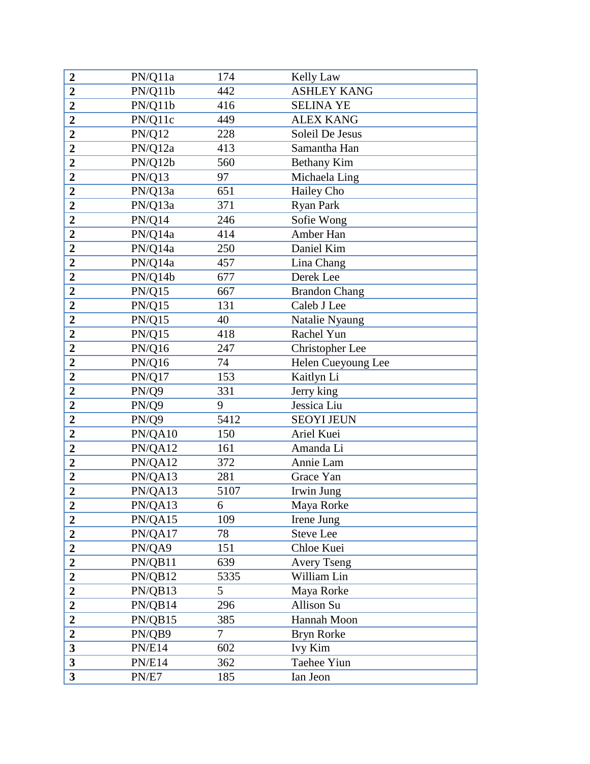| **2** | PN/Q11a | 174 | Kelly Law |
|---|---|---|---|
| **2** | PN/Q11b | 442 | ASHLEY KANG |
| **2** | PN/Q11b | 416 | SELINA YE |
| **2** | PN/Q11c | 449 | ALEX KANG |
| **2** | PN/Q12 | 228 | Soleil De Jesus |
| **2** | PN/Q12a | 413 | Samantha Han |
| **2** | PN/Q12b | 560 | Bethany Kim |
| **2** | PN/Q13 | 97 | Michaela Ling |
| **2** | PN/Q13a | 651 | Hailey Cho |
| **2** | PN/Q13a | 371 | Ryan Park |
| **2** | PN/Q14 | 246 | Sofie Wong |
| **2** | PN/Q14a | 414 | Amber Han |
| **2** | PN/Q14a | 250 | Daniel Kim |
| **2** | PN/Q14a | 457 | Lina Chang |
| **2** | PN/Q14b | 677 | Derek Lee |
| **2** | PN/Q15 | 667 | Brandon Chang |
| **2** | PN/Q15 | 131 | Caleb J Lee |
| **2** | PN/Q15 | 40 | Natalie Nyaung |
| **2** | PN/Q15 | 418 | Rachel Yun |
| **2** | PN/Q16 | 247 | Christopher Lee |
| **2** | PN/Q16 | 74 | Helen Cueyoung Lee |
| **2** | PN/Q17 | 153 | Kaitlyn Li |
| **2** | PN/Q9 | 331 | Jerry king |
| **2** | PN/Q9 | 9 | Jessica Liu |
| **2** | PN/Q9 | 5412 | SEOYI JEUN |
| **2** | PN/QA10 | 150 | Ariel Kuei |
| **2** | PN/QA12 | 161 | Amanda Li |
| **2** | PN/QA12 | 372 | Annie Lam |
| **2** | PN/QA13 | 281 | Grace Yan |
| **2** | PN/QA13 | 5107 | Irwin Jung |
| **2** | PN/QA13 | 6 | Maya Rorke |
| **2** | PN/QA15 | 109 | Irene Jung |
| **2** | PN/QA17 | 78 | Steve Lee |
| **2** | PN/QA9 | 151 | Chloe Kuei |
| **2** | PN/QB11 | 639 | Avery Tseng |
| **2** | PN/QB12 | 5335 | William Lin |
| **2** | PN/QB13 | 5 | Maya Rorke |
| **2** | PN/QB14 | 296 | Allison Su |
| **2** | PN/QB15 | 385 | Hannah Moon |
| **2** | PN/QB9 | 7 | Bryn Rorke |
| **3** | PN/E14 | 602 | Ivy Kim |
| **3** | PN/E14 | 362 | Taehee Yiun |
| **3** | PN/E7 | 185 | Ian Jeon |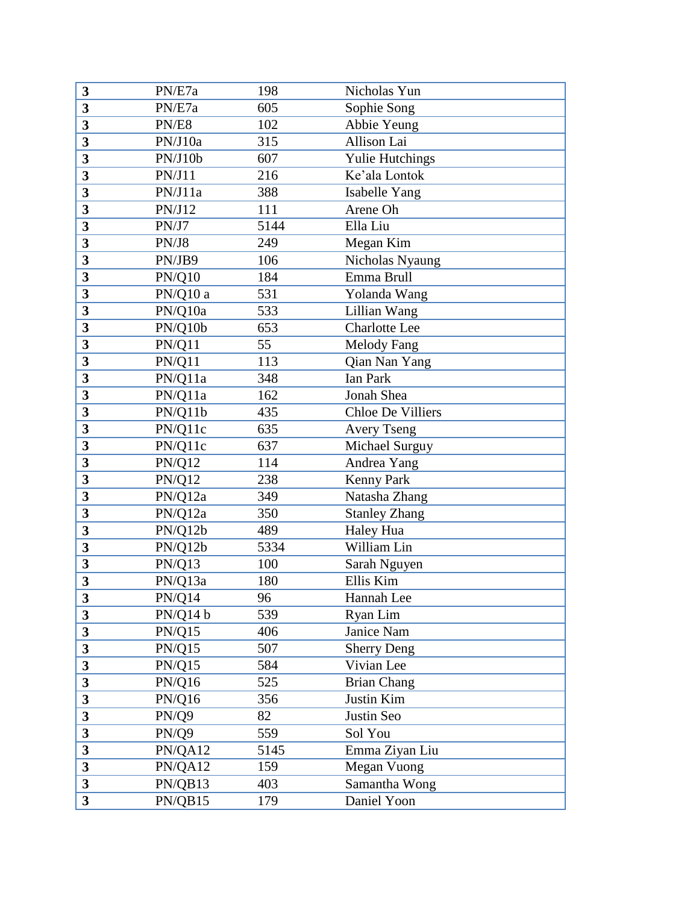| **3** | PN/E7a | 198 | Nicholas Yun |
|---|---|---|---|
| **3** | PN/E7a | 605 | Sophie Song |
| **3** | PN/E8 | 102 | Abbie Yeung |
| **3** | PN/J10a | 315 | Allison Lai |
| **3** | PN/J10b | 607 | Yulie Hutchings |
| **3** | PN/J11 | 216 | Ke'ala Lontok |
| **3** | PN/J11a | 388 | Isabelle Yang |
| **3** | PN/J12 | 111 | Arene Oh |
| **3** | PN/J7 | 5144 | Ella Liu |
| **3** | PN/J8 | 249 | Megan Kim |
| **3** | PN/JB9 | 106 | Nicholas Nyaung |
| **3** | PN/Q10 | 184 | Emma Brull |
| **3** | PN/Q10 a | 531 | Yolanda Wang |
| **3** | PN/Q10a | 533 | Lillian Wang |
| **3** | PN/Q10b | 653 | Charlotte Lee |
| **3** | PN/Q11 | 55 | Melody Fang |
| **3** | PN/Q11 | 113 | Qian Nan Yang |
| **3** | PN/Q11a | 348 | Ian Park |
| **3** | PN/Q11a | 162 | Jonah Shea |
| **3** | PN/Q11b | 435 | Chloe De Villiers |
| **3** | PN/Q11c | 635 | Avery Tseng |
| **3** | PN/Q11c | 637 | Michael Surguy |
| **3** | PN/Q12 | 114 | Andrea Yang |
| **3** | PN/Q12 | 238 | Kenny Park |
| **3** | PN/Q12a | 349 | Natasha Zhang |
| **3** | PN/Q12a | 350 | Stanley Zhang |
| **3** | PN/Q12b | 489 | Haley Hua |
| **3** | PN/Q12b | 5334 | William Lin |
| **3** | PN/Q13 | 100 | Sarah Nguyen |
| **3** | PN/Q13a | 180 | Ellis Kim |
| **3** | PN/Q14 | 96 | Hannah Lee |
| **3** | PN/Q14 b | 539 | Ryan Lim |
| **3** | PN/Q15 | 406 | Janice Nam |
| **3** | PN/Q15 | 507 | Sherry Deng |
| **3** | PN/Q15 | 584 | Vivian Lee |
| **3** | PN/Q16 | 525 | Brian Chang |
| **3** | PN/Q16 | 356 | Justin Kim |
| **3** | PN/Q9 | 82 | Justin Seo |
| **3** | PN/Q9 | 559 | Sol You |
| **3** | PN/QA12 | 5145 | Emma Ziyan Liu |
| **3** | PN/QA12 | 159 | Megan Vuong |
| **3** | PN/QB13 | 403 | Samantha Wong |
| **3** | PN/QB15 | 179 | Daniel Yoon |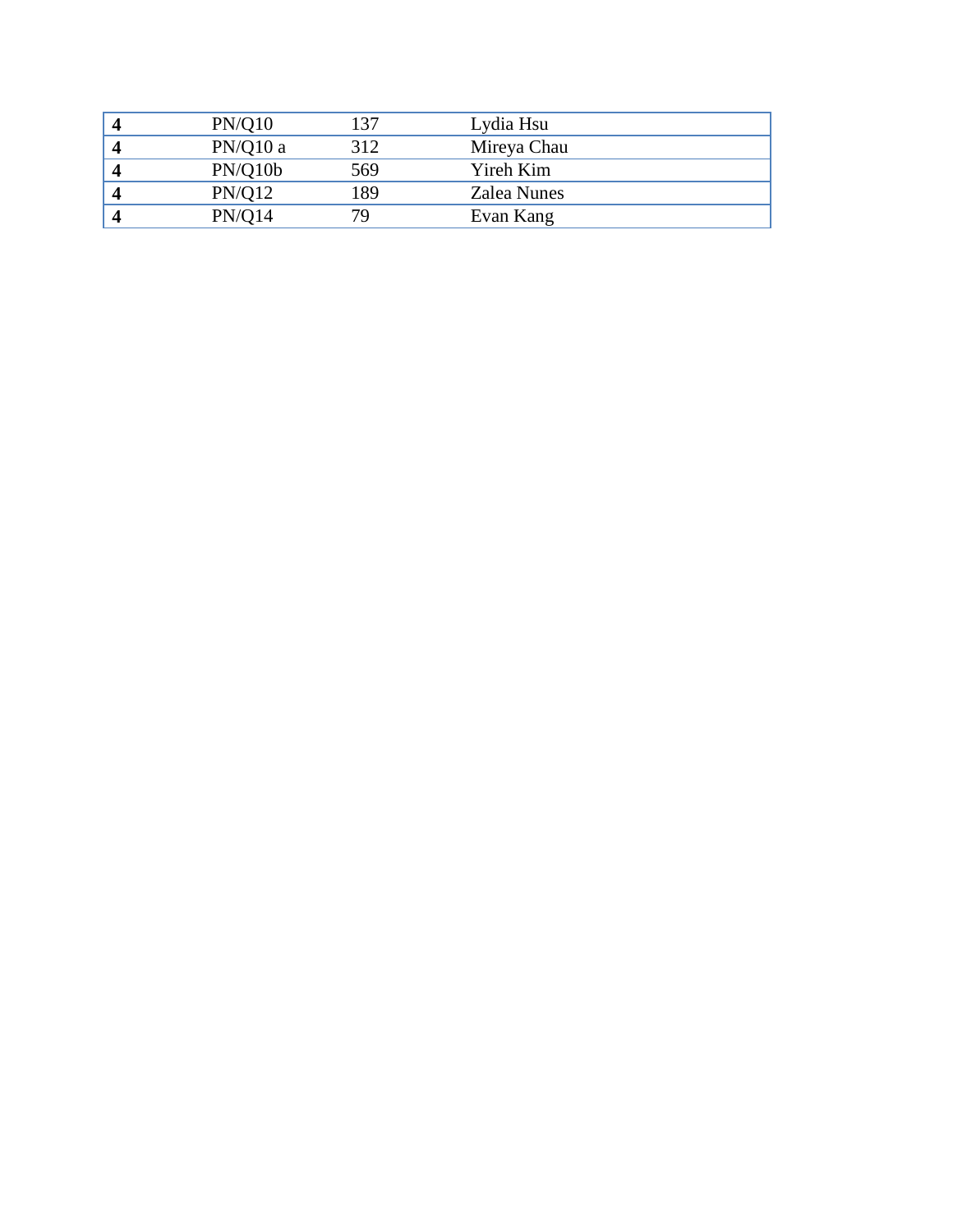| | | | |
|---|---|---|---|
| **4** | PN/Q10 | 137 | Lydia Hsu |
| **4** | PN/Q10 a | 312 | Mireya Chau |
| **4** | PN/Q10b | 569 | Yireh Kim |
| **4** | PN/Q12 | 189 | Zalea Nunes |
| **4** | PN/Q14 | 79 | Evan Kang |